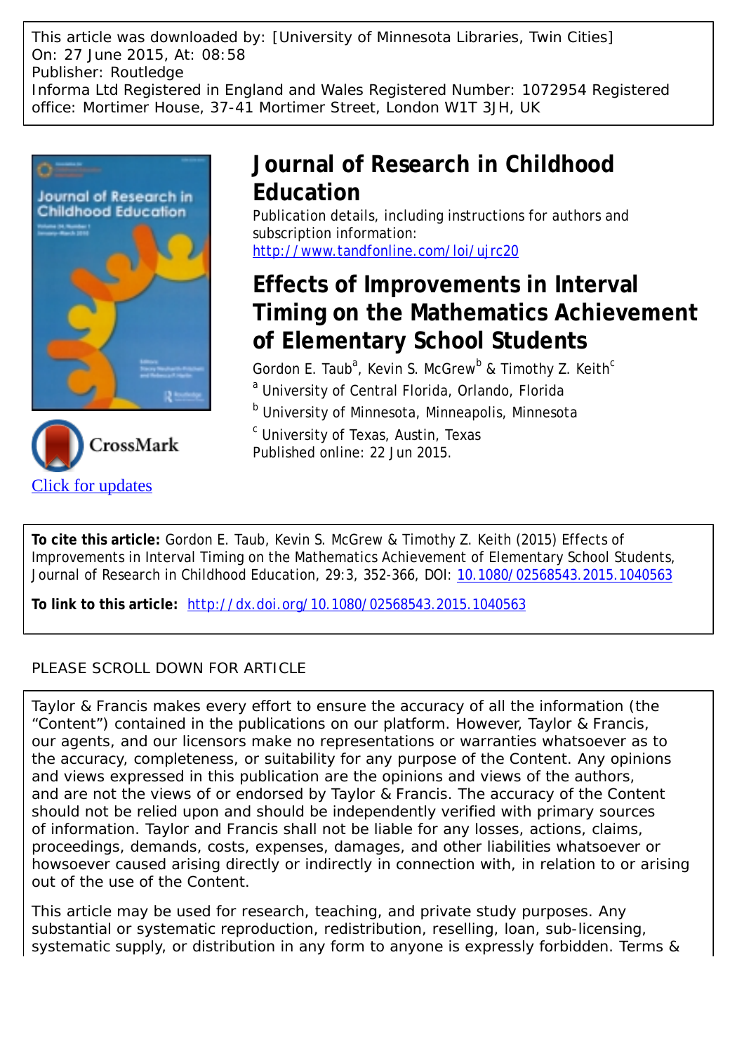This article was downloaded by: [University of Minnesota Libraries, Twin Cities]
On: 27 June 2015, At: 08:58
Publisher: Routledge
Informa Ltd Registered in England and Wales Registered Number: 1072954 Registered office: Mortimer House, 37-41 Mortimer Street, London W1T 3JH, UK

# Journal of Research in Childhood Education

Publication details, including instructions for authors and subscription information:
http://www.tandfonline.com/loi/ujrc20

# Effects of Improvements in Interval Timing on the Mathematics Achievement of Elementary School Students

Gordon E. Taub[a], Kevin S. McGrew[b] & Timothy Z. Keith[c]

[a] University of Central Florida, Orlando, Florida

[b] University of Minnesota, Minneapolis, Minnesota

[c] University of Texas, Austin, Texas

Published online: 22 Jun 2015.

Click for updates

**To cite this article:** Gordon E. Taub, Kevin S. McGrew & Timothy Z. Keith (2015) Effects of Improvements in Interval Timing on the Mathematics Achievement of Elementary School Students, Journal of Research in Childhood Education, 29:3, 352-366, DOI: 10.1080/02568543.2015.1040563

**To link to this article:** http://dx.doi.org/10.1080/02568543.2015.1040563

PLEASE SCROLL DOWN FOR ARTICLE

Taylor & Francis makes every effort to ensure the accuracy of all the information (the "Content") contained in the publications on our platform. However, Taylor & Francis, our agents, and our licensors make no representations or warranties whatsoever as to the accuracy, completeness, or suitability for any purpose of the Content. Any opinions and views expressed in this publication are the opinions and views of the authors, and are not the views of or endorsed by Taylor & Francis. The accuracy of the Content should not be relied upon and should be independently verified with primary sources of information. Taylor and Francis shall not be liable for any losses, actions, claims, proceedings, demands, costs, expenses, damages, and other liabilities whatsoever or howsoever caused arising directly or indirectly in connection with, in relation to or arising out of the use of the Content.

This article may be used for research, teaching, and private study purposes. Any substantial or systematic reproduction, redistribution, reselling, loan, sub-licensing, systematic supply, or distribution in any form to anyone is expressly forbidden. Terms &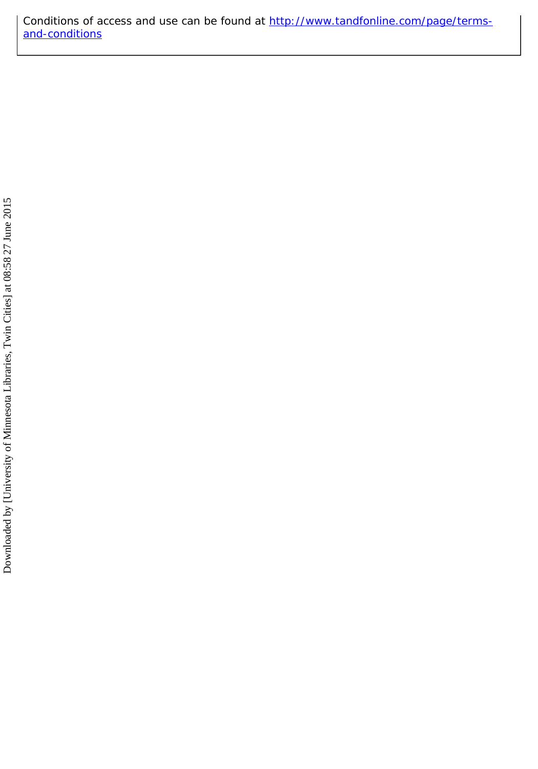Conditions of access and use can be found at http://www.tandfonline.com/page/terms-and-conditions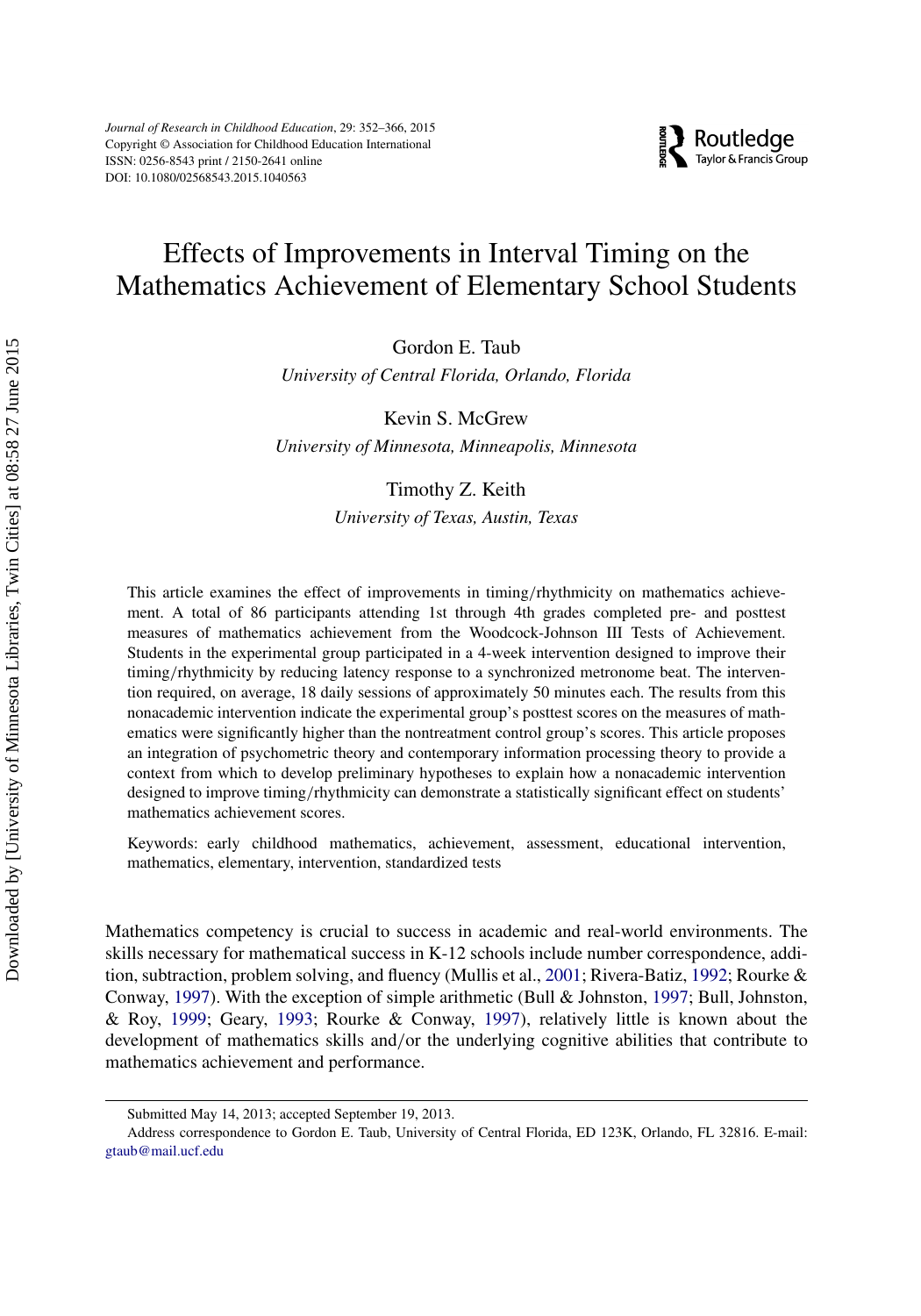# Effects of Improvements in Interval Timing on the Mathematics Achievement of Elementary School Students

Gordon E. Taub

*University of Central Florida, Orlando, Florida*

Kevin S. McGrew

*University of Minnesota, Minneapolis, Minnesota*

Timothy Z. Keith

*University of Texas, Austin, Texas*

This article examines the effect of improvements in timing/rhythmicity on mathematics achievement. A total of 86 participants attending 1st through 4th grades completed pre- and posttest measures of mathematics achievement from the Woodcock-Johnson III Tests of Achievement. Students in the experimental group participated in a 4-week intervention designed to improve their timing/rhythmicity by reducing latency response to a synchronized metronome beat. The intervention required, on average, 18 daily sessions of approximately 50 minutes each. The results from this nonacademic intervention indicate the experimental group's posttest scores on the measures of mathematics were significantly higher than the nontreatment control group's scores. This article proposes an integration of psychometric theory and contemporary information processing theory to provide a context from which to develop preliminary hypotheses to explain how a nonacademic intervention designed to improve timing/rhythmicity can demonstrate a statistically significant effect on students' mathematics achievement scores.

Keywords: early childhood mathematics, achievement, assessment, educational intervention, mathematics, elementary, intervention, standardized tests

Mathematics competency is crucial to success in academic and real-world environments. The skills necessary for mathematical success in K-12 schools include number correspondence, addition, subtraction, problem solving, and fluency (Mullis et al., 2001; Rivera-Batiz, 1992; Rourke & Conway, 1997). With the exception of simple arithmetic (Bull & Johnston, 1997; Bull, Johnston, & Roy, 1999; Geary, 1993; Rourke & Conway, 1997), relatively little is known about the development of mathematics skills and/or the underlying cognitive abilities that contribute to mathematics achievement and performance.

Submitted May 14, 2013; accepted September 19, 2013.

Address correspondence to Gordon E. Taub, University of Central Florida, ED 123K, Orlando, FL 32816. E-mail: gtaub@mail.ucf.edu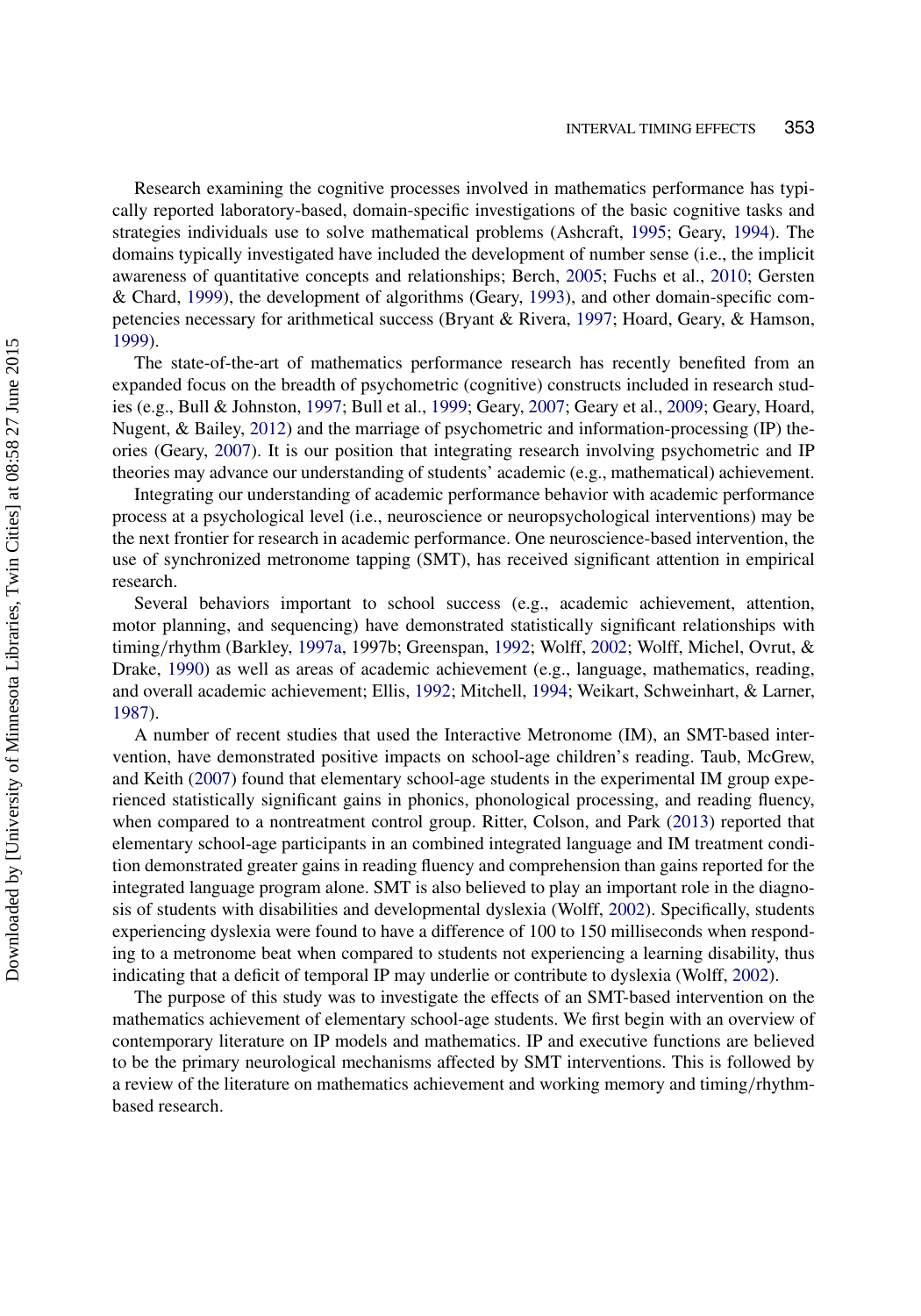Research examining the cognitive processes involved in mathematics performance has typically reported laboratory-based, domain-specific investigations of the basic cognitive tasks and strategies individuals use to solve mathematical problems (Ashcraft, 1995; Geary, 1994). The domains typically investigated have included the development of number sense (i.e., the implicit awareness of quantitative concepts and relationships; Berch, 2005; Fuchs et al., 2010; Gersten & Chard, 1999), the development of algorithms (Geary, 1993), and other domain-specific competencies necessary for arithmetical success (Bryant & Rivera, 1997; Hoard, Geary, & Hamson, 1999).

The state-of-the-art of mathematics performance research has recently benefited from an expanded focus on the breadth of psychometric (cognitive) constructs included in research studies (e.g., Bull & Johnston, 1997; Bull et al., 1999; Geary, 2007; Geary et al., 2009; Geary, Hoard, Nugent, & Bailey, 2012) and the marriage of psychometric and information-processing (IP) theories (Geary, 2007). It is our position that integrating research involving psychometric and IP theories may advance our understanding of students' academic (e.g., mathematical) achievement.

Integrating our understanding of academic performance behavior with academic performance process at a psychological level (i.e., neuroscience or neuropsychological interventions) may be the next frontier for research in academic performance. One neuroscience-based intervention, the use of synchronized metronome tapping (SMT), has received significant attention in empirical research.

Several behaviors important to school success (e.g., academic achievement, attention, motor planning, and sequencing) have demonstrated statistically significant relationships with timing/rhythm (Barkley, 1997a, 1997b; Greenspan, 1992; Wolff, 2002; Wolff, Michel, Ovrut, & Drake, 1990) as well as areas of academic achievement (e.g., language, mathematics, reading, and overall academic achievement; Ellis, 1992; Mitchell, 1994; Weikart, Schweinhart, & Larner, 1987).

A number of recent studies that used the Interactive Metronome (IM), an SMT-based intervention, have demonstrated positive impacts on school-age children's reading. Taub, McGrew, and Keith (2007) found that elementary school-age students in the experimental IM group experienced statistically significant gains in phonics, phonological processing, and reading fluency, when compared to a nontreatment control group. Ritter, Colson, and Park (2013) reported that elementary school-age participants in an combined integrated language and IM treatment condition demonstrated greater gains in reading fluency and comprehension than gains reported for the integrated language program alone. SMT is also believed to play an important role in the diagnosis of students with disabilities and developmental dyslexia (Wolff, 2002). Specifically, students experiencing dyslexia were found to have a difference of 100 to 150 milliseconds when responding to a metronome beat when compared to students not experiencing a learning disability, thus indicating that a deficit of temporal IP may underlie or contribute to dyslexia (Wolff, 2002).

The purpose of this study was to investigate the effects of an SMT-based intervention on the mathematics achievement of elementary school-age students. We first begin with an overview of contemporary literature on IP models and mathematics. IP and executive functions are believed to be the primary neurological mechanisms affected by SMT interventions. This is followed by a review of the literature on mathematics achievement and working memory and timing/rhythm-based research.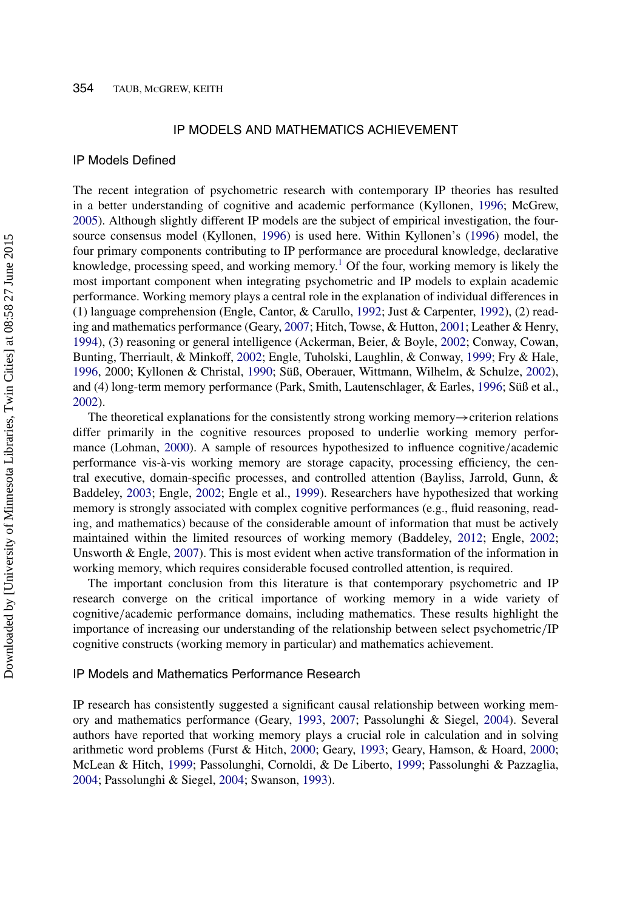## IP MODELS AND MATHEMATICS ACHIEVEMENT

### IP Models Defined

The recent integration of psychometric research with contemporary IP theories has resulted in a better understanding of cognitive and academic performance (Kyllonen, 1996; McGrew, 2005). Although slightly different IP models are the subject of empirical investigation, the four-source consensus model (Kyllonen, 1996) is used here. Within Kyllonen's (1996) model, the four primary components contributing to IP performance are procedural knowledge, declarative knowledge, processing speed, and working memory.[1] Of the four, working memory is likely the most important component when integrating psychometric and IP models to explain academic performance. Working memory plays a central role in the explanation of individual differences in (1) language comprehension (Engle, Cantor, & Carullo, 1992; Just & Carpenter, 1992), (2) reading and mathematics performance (Geary, 2007; Hitch, Towse, & Hutton, 2001; Leather & Henry, 1994), (3) reasoning or general intelligence (Ackerman, Beier, & Boyle, 2002; Conway, Cowan, Bunting, Therriault, & Minkoff, 2002; Engle, Tuholski, Laughlin, & Conway, 1999; Fry & Hale, 1996, 2000; Kyllonen & Christal, 1990; Süß, Oberauer, Wittmann, Wilhelm, & Schulze, 2002), and (4) long-term memory performance (Park, Smith, Lautenschlager, & Earles, 1996; Süß et al., 2002).

The theoretical explanations for the consistently strong working memory→criterion relations differ primarily in the cognitive resources proposed to underlie working memory performance (Lohman, 2000). A sample of resources hypothesized to influence cognitive/academic performance vis-à-vis working memory are storage capacity, processing efficiency, the central executive, domain-specific processes, and controlled attention (Bayliss, Jarrold, Gunn, & Baddeley, 2003; Engle, 2002; Engle et al., 1999). Researchers have hypothesized that working memory is strongly associated with complex cognitive performances (e.g., fluid reasoning, reading, and mathematics) because of the considerable amount of information that must be actively maintained within the limited resources of working memory (Baddeley, 2012; Engle, 2002; Unsworth & Engle, 2007). This is most evident when active transformation of the information in working memory, which requires considerable focused controlled attention, is required.

The important conclusion from this literature is that contemporary psychometric and IP research converge on the critical importance of working memory in a wide variety of cognitive/academic performance domains, including mathematics. These results highlight the importance of increasing our understanding of the relationship between select psychometric/IP cognitive constructs (working memory in particular) and mathematics achievement.

### IP Models and Mathematics Performance Research

IP research has consistently suggested a significant causal relationship between working memory and mathematics performance (Geary, 1993, 2007; Passolunghi & Siegel, 2004). Several authors have reported that working memory plays a crucial role in calculation and in solving arithmetic word problems (Furst & Hitch, 2000; Geary, 1993; Geary, Hamson, & Hoard, 2000; McLean & Hitch, 1999; Passolunghi, Cornoldi, & De Liberto, 1999; Passolunghi & Pazzaglia, 2004; Passolunghi & Siegel, 2004; Swanson, 1993).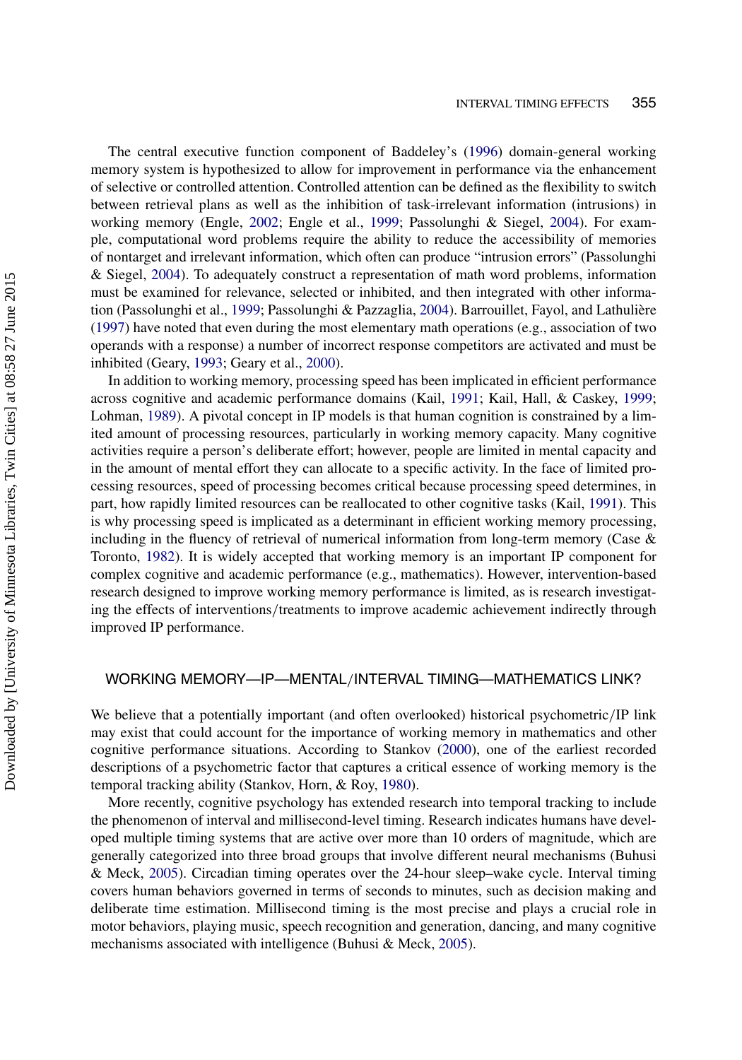The central executive function component of Baddeley's (1996) domain-general working memory system is hypothesized to allow for improvement in performance via the enhancement of selective or controlled attention. Controlled attention can be defined as the flexibility to switch between retrieval plans as well as the inhibition of task-irrelevant information (intrusions) in working memory (Engle, 2002; Engle et al., 1999; Passolunghi & Siegel, 2004). For example, computational word problems require the ability to reduce the accessibility of memories of nontarget and irrelevant information, which often can produce "intrusion errors" (Passolunghi & Siegel, 2004). To adequately construct a representation of math word problems, information must be examined for relevance, selected or inhibited, and then integrated with other information (Passolunghi et al., 1999; Passolunghi & Pazzaglia, 2004). Barrouillet, Fayol, and Lathulière (1997) have noted that even during the most elementary math operations (e.g., association of two operands with a response) a number of incorrect response competitors are activated and must be inhibited (Geary, 1993; Geary et al., 2000).

In addition to working memory, processing speed has been implicated in efficient performance across cognitive and academic performance domains (Kail, 1991; Kail, Hall, & Caskey, 1999; Lohman, 1989). A pivotal concept in IP models is that human cognition is constrained by a limited amount of processing resources, particularly in working memory capacity. Many cognitive activities require a person's deliberate effort; however, people are limited in mental capacity and in the amount of mental effort they can allocate to a specific activity. In the face of limited processing resources, speed of processing becomes critical because processing speed determines, in part, how rapidly limited resources can be reallocated to other cognitive tasks (Kail, 1991). This is why processing speed is implicated as a determinant in efficient working memory processing, including in the fluency of retrieval of numerical information from long-term memory (Case & Toronto, 1982). It is widely accepted that working memory is an important IP component for complex cognitive and academic performance (e.g., mathematics). However, intervention-based research designed to improve working memory performance is limited, as is research investigating the effects of interventions/treatments to improve academic achievement indirectly through improved IP performance.

## WORKING MEMORY—IP—MENTAL/INTERVAL TIMING—MATHEMATICS LINK?

We believe that a potentially important (and often overlooked) historical psychometric/IP link may exist that could account for the importance of working memory in mathematics and other cognitive performance situations. According to Stankov (2000), one of the earliest recorded descriptions of a psychometric factor that captures a critical essence of working memory is the temporal tracking ability (Stankov, Horn, & Roy, 1980).

More recently, cognitive psychology has extended research into temporal tracking to include the phenomenon of interval and millisecond-level timing. Research indicates humans have developed multiple timing systems that are active over more than 10 orders of magnitude, which are generally categorized into three broad groups that involve different neural mechanisms (Buhusi & Meck, 2005). Circadian timing operates over the 24-hour sleep–wake cycle. Interval timing covers human behaviors governed in terms of seconds to minutes, such as decision making and deliberate time estimation. Millisecond timing is the most precise and plays a crucial role in motor behaviors, playing music, speech recognition and generation, dancing, and many cognitive mechanisms associated with intelligence (Buhusi & Meck, 2005).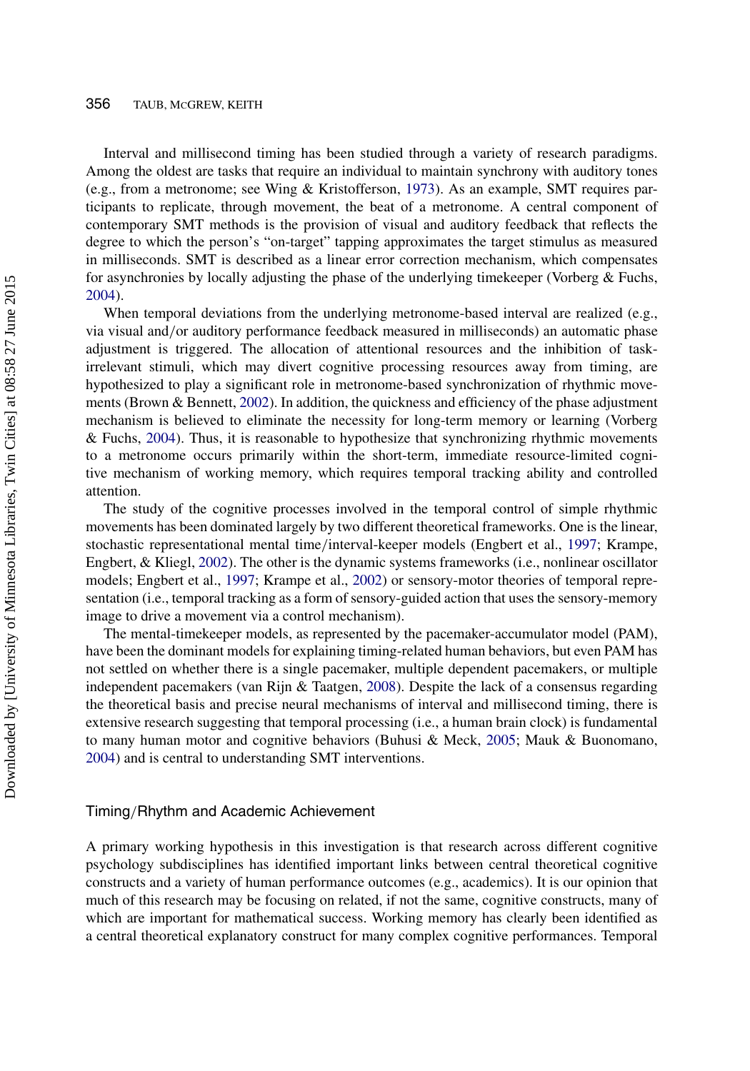Interval and millisecond timing has been studied through a variety of research paradigms. Among the oldest are tasks that require an individual to maintain synchrony with auditory tones (e.g., from a metronome; see Wing & Kristofferson, 1973). As an example, SMT requires participants to replicate, through movement, the beat of a metronome. A central component of contemporary SMT methods is the provision of visual and auditory feedback that reflects the degree to which the person's "on-target" tapping approximates the target stimulus as measured in milliseconds. SMT is described as a linear error correction mechanism, which compensates for asynchronies by locally adjusting the phase of the underlying timekeeper (Vorberg & Fuchs, 2004).

When temporal deviations from the underlying metronome-based interval are realized (e.g., via visual and/or auditory performance feedback measured in milliseconds) an automatic phase adjustment is triggered. The allocation of attentional resources and the inhibition of task-irrelevant stimuli, which may divert cognitive processing resources away from timing, are hypothesized to play a significant role in metronome-based synchronization of rhythmic movements (Brown & Bennett, 2002). In addition, the quickness and efficiency of the phase adjustment mechanism is believed to eliminate the necessity for long-term memory or learning (Vorberg & Fuchs, 2004). Thus, it is reasonable to hypothesize that synchronizing rhythmic movements to a metronome occurs primarily within the short-term, immediate resource-limited cognitive mechanism of working memory, which requires temporal tracking ability and controlled attention.

The study of the cognitive processes involved in the temporal control of simple rhythmic movements has been dominated largely by two different theoretical frameworks. One is the linear, stochastic representational mental time/interval-keeper models (Engbert et al., 1997; Krampe, Engbert, & Kliegl, 2002). The other is the dynamic systems frameworks (i.e., nonlinear oscillator models; Engbert et al., 1997; Krampe et al., 2002) or sensory-motor theories of temporal representation (i.e., temporal tracking as a form of sensory-guided action that uses the sensory-memory image to drive a movement via a control mechanism).

The mental-timekeeper models, as represented by the pacemaker-accumulator model (PAM), have been the dominant models for explaining timing-related human behaviors, but even PAM has not settled on whether there is a single pacemaker, multiple dependent pacemakers, or multiple independent pacemakers (van Rijn & Taatgen, 2008). Despite the lack of a consensus regarding the theoretical basis and precise neural mechanisms of interval and millisecond timing, there is extensive research suggesting that temporal processing (i.e., a human brain clock) is fundamental to many human motor and cognitive behaviors (Buhusi & Meck, 2005; Mauk & Buonomano, 2004) and is central to understanding SMT interventions.

## Timing/Rhythm and Academic Achievement

A primary working hypothesis in this investigation is that research across different cognitive psychology subdisciplines has identified important links between central theoretical cognitive constructs and a variety of human performance outcomes (e.g., academics). It is our opinion that much of this research may be focusing on related, if not the same, cognitive constructs, many of which are important for mathematical success. Working memory has clearly been identified as a central theoretical explanatory construct for many complex cognitive performances. Temporal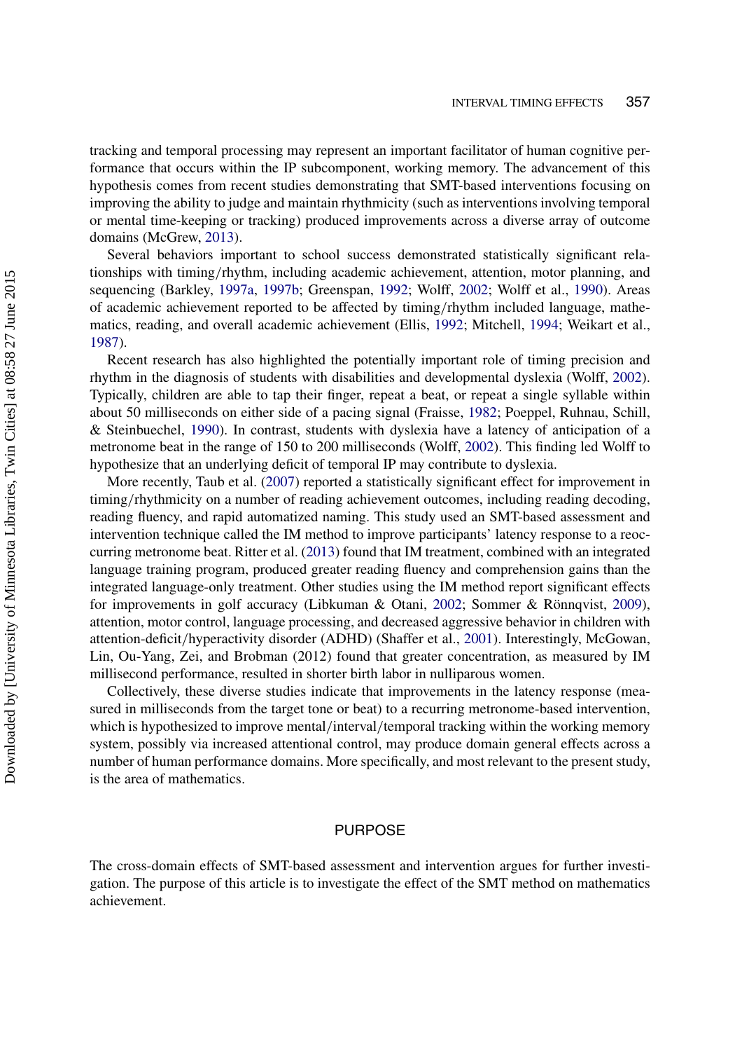tracking and temporal processing may represent an important facilitator of human cognitive performance that occurs within the IP subcomponent, working memory. The advancement of this hypothesis comes from recent studies demonstrating that SMT-based interventions focusing on improving the ability to judge and maintain rhythmicity (such as interventions involving temporal or mental time-keeping or tracking) produced improvements across a diverse array of outcome domains (McGrew, 2013).

Several behaviors important to school success demonstrated statistically significant relationships with timing/rhythm, including academic achievement, attention, motor planning, and sequencing (Barkley, 1997a, 1997b; Greenspan, 1992; Wolff, 2002; Wolff et al., 1990). Areas of academic achievement reported to be affected by timing/rhythm included language, mathematics, reading, and overall academic achievement (Ellis, 1992; Mitchell, 1994; Weikart et al., 1987).

Recent research has also highlighted the potentially important role of timing precision and rhythm in the diagnosis of students with disabilities and developmental dyslexia (Wolff, 2002). Typically, children are able to tap their finger, repeat a beat, or repeat a single syllable within about 50 milliseconds on either side of a pacing signal (Fraisse, 1982; Poeppel, Ruhnau, Schill, & Steinbuechel, 1990). In contrast, students with dyslexia have a latency of anticipation of a metronome beat in the range of 150 to 200 milliseconds (Wolff, 2002). This finding led Wolff to hypothesize that an underlying deficit of temporal IP may contribute to dyslexia.

More recently, Taub et al. (2007) reported a statistically significant effect for improvement in timing/rhythmicity on a number of reading achievement outcomes, including reading decoding, reading fluency, and rapid automatized naming. This study used an SMT-based assessment and intervention technique called the IM method to improve participants' latency response to a reoccurring metronome beat. Ritter et al. (2013) found that IM treatment, combined with an integrated language training program, produced greater reading fluency and comprehension gains than the integrated language-only treatment. Other studies using the IM method report significant effects for improvements in golf accuracy (Libkuman & Otani, 2002; Sommer & Rönnqvist, 2009), attention, motor control, language processing, and decreased aggressive behavior in children with attention-deficit/hyperactivity disorder (ADHD) (Shaffer et al., 2001). Interestingly, McGowan, Lin, Ou-Yang, Zei, and Brobman (2012) found that greater concentration, as measured by IM millisecond performance, resulted in shorter birth labor in nulliparous women.

Collectively, these diverse studies indicate that improvements in the latency response (measured in milliseconds from the target tone or beat) to a recurring metronome-based intervention, which is hypothesized to improve mental/interval/temporal tracking within the working memory system, possibly via increased attentional control, may produce domain general effects across a number of human performance domains. More specifically, and most relevant to the present study, is the area of mathematics.

## PURPOSE

The cross-domain effects of SMT-based assessment and intervention argues for further investigation. The purpose of this article is to investigate the effect of the SMT method on mathematics achievement.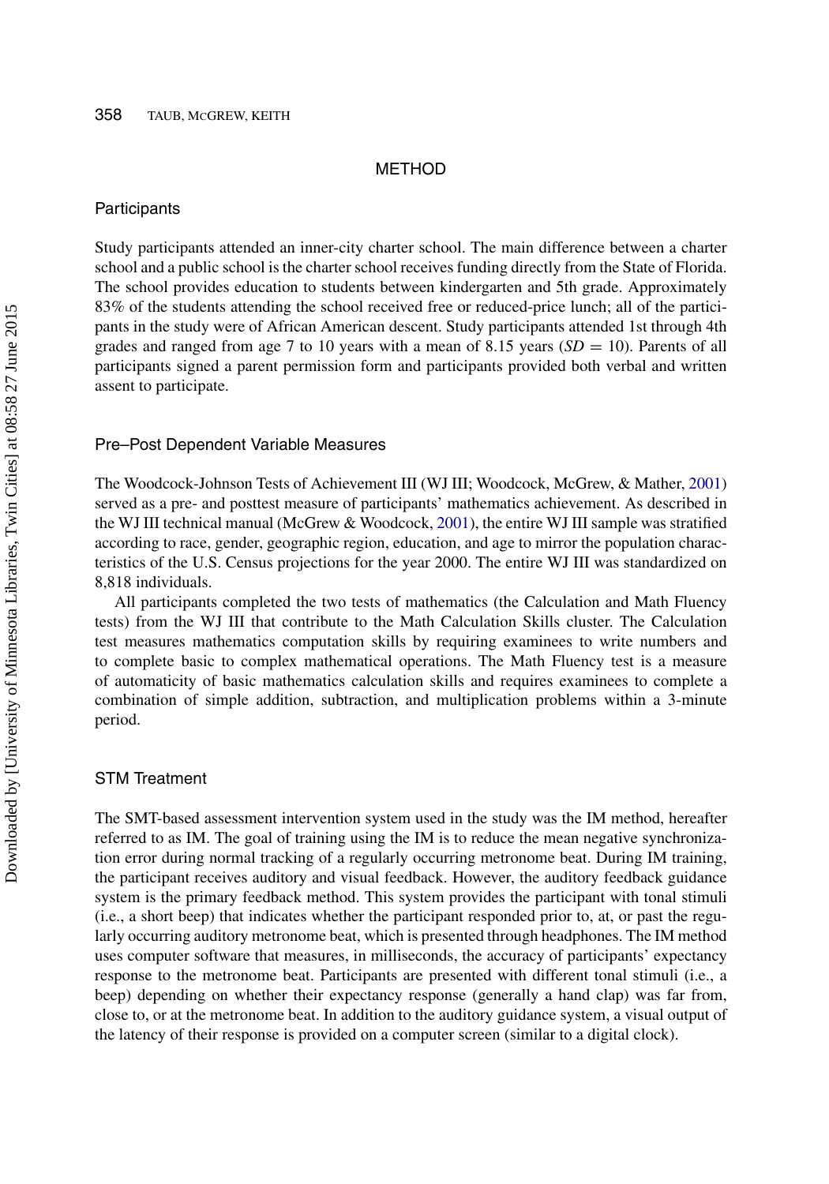# METHOD

## Participants

Study participants attended an inner-city charter school. The main difference between a charter school and a public school is the charter school receives funding directly from the State of Florida. The school provides education to students between kindergarten and 5th grade. Approximately 83% of the students attending the school received free or reduced-price lunch; all of the participants in the study were of African American descent. Study participants attended 1st through 4th grades and ranged from age 7 to 10 years with a mean of 8.15 years ($SD = 10$). Parents of all participants signed a parent permission form and participants provided both verbal and written assent to participate.

## Pre–Post Dependent Variable Measures

The Woodcock-Johnson Tests of Achievement III (WJ III; Woodcock, McGrew, & Mather, 2001) served as a pre- and posttest measure of participants' mathematics achievement. As described in the WJ III technical manual (McGrew & Woodcock, 2001), the entire WJ III sample was stratified according to race, gender, geographic region, education, and age to mirror the population characteristics of the U.S. Census projections for the year 2000. The entire WJ III was standardized on 8,818 individuals.

All participants completed the two tests of mathematics (the Calculation and Math Fluency tests) from the WJ III that contribute to the Math Calculation Skills cluster. The Calculation test measures mathematics computation skills by requiring examinees to write numbers and to complete basic to complex mathematical operations. The Math Fluency test is a measure of automaticity of basic mathematics calculation skills and requires examinees to complete a combination of simple addition, subtraction, and multiplication problems within a 3-minute period.

## STM Treatment

The SMT-based assessment intervention system used in the study was the IM method, hereafter referred to as IM. The goal of training using the IM is to reduce the mean negative synchronization error during normal tracking of a regularly occurring metronome beat. During IM training, the participant receives auditory and visual feedback. However, the auditory feedback guidance system is the primary feedback method. This system provides the participant with tonal stimuli (i.e., a short beep) that indicates whether the participant responded prior to, at, or past the regularly occurring auditory metronome beat, which is presented through headphones. The IM method uses computer software that measures, in milliseconds, the accuracy of participants' expectancy response to the metronome beat. Participants are presented with different tonal stimuli (i.e., a beep) depending on whether their expectancy response (generally a hand clap) was far from, close to, or at the metronome beat. In addition to the auditory guidance system, a visual output of the latency of their response is provided on a computer screen (similar to a digital clock).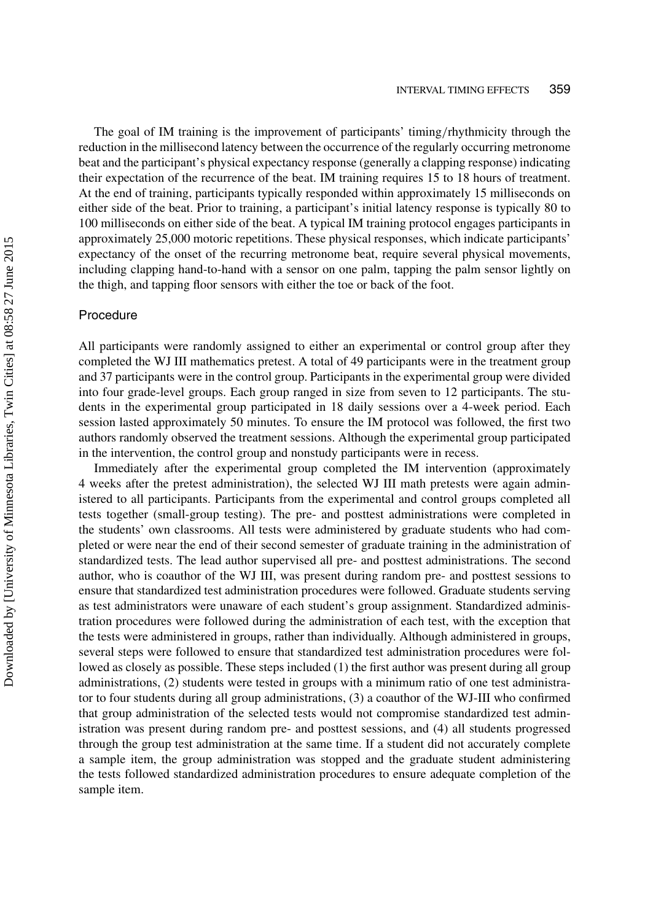The goal of IM training is the improvement of participants' timing/rhythmicity through the reduction in the millisecond latency between the occurrence of the regularly occurring metronome beat and the participant's physical expectancy response (generally a clapping response) indicating their expectation of the recurrence of the beat. IM training requires 15 to 18 hours of treatment. At the end of training, participants typically responded within approximately 15 milliseconds on either side of the beat. Prior to training, a participant's initial latency response is typically 80 to 100 milliseconds on either side of the beat. A typical IM training protocol engages participants in approximately 25,000 motoric repetitions. These physical responses, which indicate participants' expectancy of the onset of the recurring metronome beat, require several physical movements, including clapping hand-to-hand with a sensor on one palm, tapping the palm sensor lightly on the thigh, and tapping floor sensors with either the toe or back of the foot.

## Procedure

All participants were randomly assigned to either an experimental or control group after they completed the WJ III mathematics pretest. A total of 49 participants were in the treatment group and 37 participants were in the control group. Participants in the experimental group were divided into four grade-level groups. Each group ranged in size from seven to 12 participants. The students in the experimental group participated in 18 daily sessions over a 4-week period. Each session lasted approximately 50 minutes. To ensure the IM protocol was followed, the first two authors randomly observed the treatment sessions. Although the experimental group participated in the intervention, the control group and nonstudy participants were in recess.

Immediately after the experimental group completed the IM intervention (approximately 4 weeks after the pretest administration), the selected WJ III math pretests were again administered to all participants. Participants from the experimental and control groups completed all tests together (small-group testing). The pre- and posttest administrations were completed in the students' own classrooms. All tests were administered by graduate students who had completed or were near the end of their second semester of graduate training in the administration of standardized tests. The lead author supervised all pre- and posttest administrations. The second author, who is coauthor of the WJ III, was present during random pre- and posttest sessions to ensure that standardized test administration procedures were followed. Graduate students serving as test administrators were unaware of each student's group assignment. Standardized administration procedures were followed during the administration of each test, with the exception that the tests were administered in groups, rather than individually. Although administered in groups, several steps were followed to ensure that standardized test administration procedures were followed as closely as possible. These steps included (1) the first author was present during all group administrations, (2) students were tested in groups with a minimum ratio of one test administrator to four students during all group administrations, (3) a coauthor of the WJ-III who confirmed that group administration of the selected tests would not compromise standardized test administration was present during random pre- and posttest sessions, and (4) all students progressed through the group test administration at the same time. If a student did not accurately complete a sample item, the group administration was stopped and the graduate student administering the tests followed standardized administration procedures to ensure adequate completion of the sample item.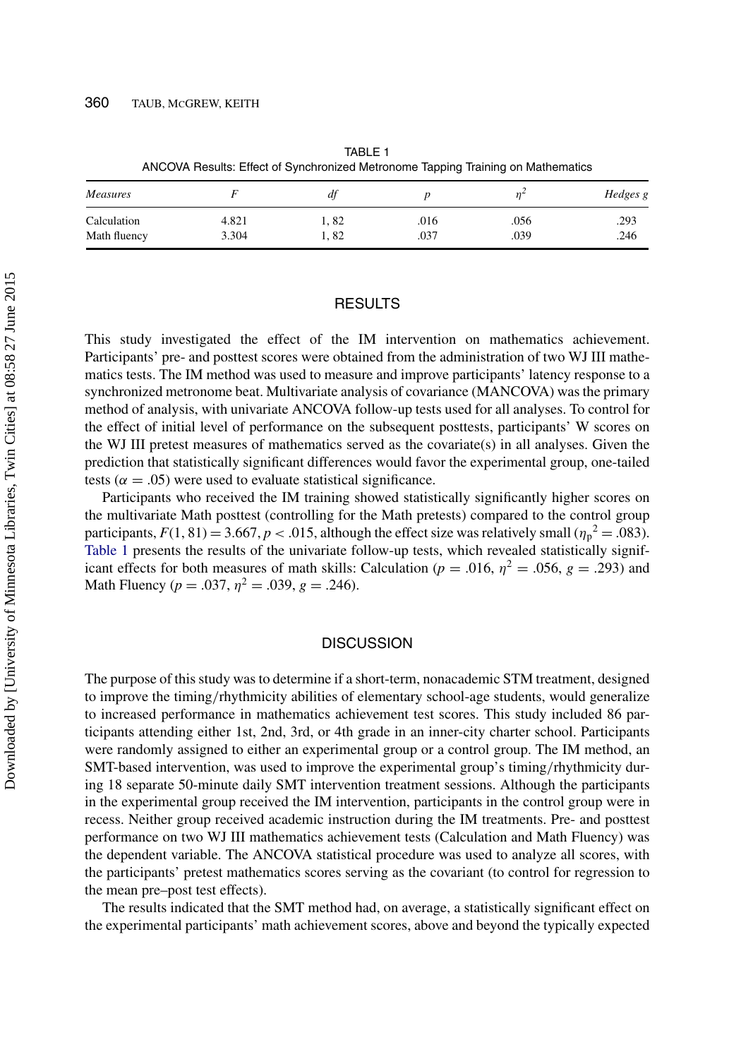TABLE 1
ANCOVA Results: Effect of Synchronized Metronome Tapping Training on Mathematics

| *Measures* | *F* | *df* | *p* | $\eta^2$ | *Hedges g* |
|---|---|---|---|---|---|
| Calculation | 4.821 | 1, 82 | .016 | .056 | .293 |
| Math fluency | 3.304 | 1, 82 | .037 | .039 | .246 |

## RESULTS

This study investigated the effect of the IM intervention on mathematics achievement. Participants' pre- and posttest scores were obtained from the administration of two WJ III mathematics tests. The IM method was used to measure and improve participants' latency response to a synchronized metronome beat. Multivariate analysis of covariance (MANCOVA) was the primary method of analysis, with univariate ANCOVA follow-up tests used for all analyses. To control for the effect of initial level of performance on the subsequent posttests, participants' W scores on the WJ III pretest measures of mathematics served as the covariate(s) in all analyses. Given the prediction that statistically significant differences would favor the experimental group, one-tailed tests ($\alpha = .05$) were used to evaluate statistical significance.

Participants who received the IM training showed statistically significantly higher scores on the multivariate Math posttest (controlling for the Math pretests) compared to the control group participants, $F(1, 81) = 3.667$, $p < .015$, although the effect size was relatively small ($\eta_p^2 = .083$). Table 1 presents the results of the univariate follow-up tests, which revealed statistically significant effects for both measures of math skills: Calculation ($p = .016$, $\eta^2 = .056$, $g = .293$) and Math Fluency ($p = .037$, $\eta^2 = .039$, $g = .246$).

## DISCUSSION

The purpose of this study was to determine if a short-term, nonacademic STM treatment, designed to improve the timing/rhythmicity abilities of elementary school-age students, would generalize to increased performance in mathematics achievement test scores. This study included 86 participants attending either 1st, 2nd, 3rd, or 4th grade in an inner-city charter school. Participants were randomly assigned to either an experimental group or a control group. The IM method, an SMT-based intervention, was used to improve the experimental group's timing/rhythmicity during 18 separate 50-minute daily SMT intervention treatment sessions. Although the participants in the experimental group received the IM intervention, participants in the control group were in recess. Neither group received academic instruction during the IM treatments. Pre- and posttest performance on two WJ III mathematics achievement tests (Calculation and Math Fluency) was the dependent variable. The ANCOVA statistical procedure was used to analyze all scores, with the participants' pretest mathematics scores serving as the covariant (to control for regression to the mean pre–post test effects).

The results indicated that the SMT method had, on average, a statistically significant effect on the experimental participants' math achievement scores, above and beyond the typically expected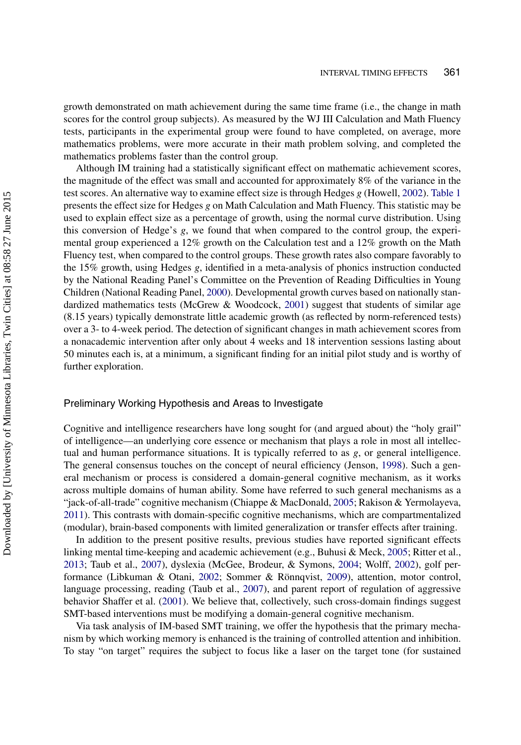growth demonstrated on math achievement during the same time frame (i.e., the change in math scores for the control group subjects). As measured by the WJ III Calculation and Math Fluency tests, participants in the experimental group were found to have completed, on average, more mathematics problems, were more accurate in their math problem solving, and completed the mathematics problems faster than the control group.

Although IM training had a statistically significant effect on mathematic achievement scores, the magnitude of the effect was small and accounted for approximately 8% of the variance in the test scores. An alternative way to examine effect size is through Hedges *g* (Howell, 2002). Table 1 presents the effect size for Hedges *g* on Math Calculation and Math Fluency. This statistic may be used to explain effect size as a percentage of growth, using the normal curve distribution. Using this conversion of Hedge's *g*, we found that when compared to the control group, the experimental group experienced a 12% growth on the Calculation test and a 12% growth on the Math Fluency test, when compared to the control groups. These growth rates also compare favorably to the 15% growth, using Hedges *g*, identified in a meta-analysis of phonics instruction conducted by the National Reading Panel's Committee on the Prevention of Reading Difficulties in Young Children (National Reading Panel, 2000). Developmental growth curves based on nationally standardized mathematics tests (McGrew & Woodcock, 2001) suggest that students of similar age (8.15 years) typically demonstrate little academic growth (as reflected by norm-referenced tests) over a 3- to 4-week period. The detection of significant changes in math achievement scores from a nonacademic intervention after only about 4 weeks and 18 intervention sessions lasting about 50 minutes each is, at a minimum, a significant finding for an initial pilot study and is worthy of further exploration.

## Preliminary Working Hypothesis and Areas to Investigate

Cognitive and intelligence researchers have long sought for (and argued about) the "holy grail" of intelligence—an underlying core essence or mechanism that plays a role in most all intellectual and human performance situations. It is typically referred to as *g*, or general intelligence. The general consensus touches on the concept of neural efficiency (Jenson, 1998). Such a general mechanism or process is considered a domain-general cognitive mechanism, as it works across multiple domains of human ability. Some have referred to such general mechanisms as a "jack-of-all-trade" cognitive mechanism (Chiappe & MacDonald, 2005; Rakison & Yermolayeva, 2011). This contrasts with domain-specific cognitive mechanisms, which are compartmentalized (modular), brain-based components with limited generalization or transfer effects after training.

In addition to the present positive results, previous studies have reported significant effects linking mental time-keeping and academic achievement (e.g., Buhusi & Meck, 2005; Ritter et al., 2013; Taub et al., 2007), dyslexia (McGee, Brodeur, & Symons, 2004; Wolff, 2002), golf performance (Libkuman & Otani, 2002; Sommer & Rönnqvist, 2009), attention, motor control, language processing, reading (Taub et al., 2007), and parent report of regulation of aggressive behavior Shaffer et al. (2001). We believe that, collectively, such cross-domain findings suggest SMT-based interventions must be modifying a domain-general cognitive mechanism.

Via task analysis of IM-based SMT training, we offer the hypothesis that the primary mechanism by which working memory is enhanced is the training of controlled attention and inhibition. To stay "on target" requires the subject to focus like a laser on the target tone (for sustained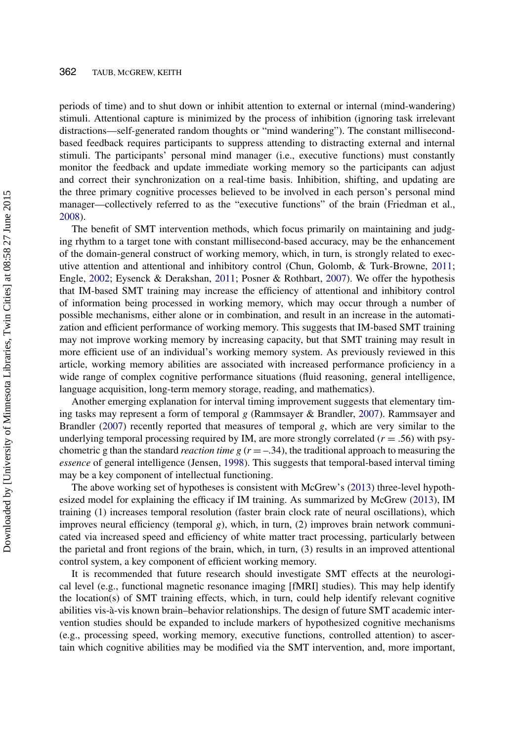periods of time) and to shut down or inhibit attention to external or internal (mind-wandering) stimuli. Attentional capture is minimized by the process of inhibition (ignoring task irrelevant distractions—self-generated random thoughts or "mind wandering"). The constant millisecond-based feedback requires participants to suppress attending to distracting external and internal stimuli. The participants' personal mind manager (i.e., executive functions) must constantly monitor the feedback and update immediate working memory so the participants can adjust and correct their synchronization on a real-time basis. Inhibition, shifting, and updating are the three primary cognitive processes believed to be involved in each person's personal mind manager—collectively referred to as the "executive functions" of the brain (Friedman et al., 2008).

The benefit of SMT intervention methods, which focus primarily on maintaining and judging rhythm to a target tone with constant millisecond-based accuracy, may be the enhancement of the domain-general construct of working memory, which, in turn, is strongly related to executive attention and attentional and inhibitory control (Chun, Golomb, & Turk-Browne, 2011; Engle, 2002; Eysenck & Derakshan, 2011; Posner & Rothbart, 2007). We offer the hypothesis that IM-based SMT training may increase the efficiency of attentional and inhibitory control of information being processed in working memory, which may occur through a number of possible mechanisms, either alone or in combination, and result in an increase in the automatization and efficient performance of working memory. This suggests that IM-based SMT training may not improve working memory by increasing capacity, but that SMT training may result in more efficient use of an individual's working memory system. As previously reviewed in this article, working memory abilities are associated with increased performance proficiency in a wide range of complex cognitive performance situations (fluid reasoning, general intelligence, language acquisition, long-term memory storage, reading, and mathematics).

Another emerging explanation for interval timing improvement suggests that elementary timing tasks may represent a form of temporal *g* (Rammsayer & Brandler, 2007). Rammsayer and Brandler (2007) recently reported that measures of temporal *g*, which are very similar to the underlying temporal processing required by IM, are more strongly correlated ($r = .56$) with psychometric g than the standard *reaction time g* ($r = -.34$), the traditional approach to measuring the *essence* of general intelligence (Jensen, 1998). This suggests that temporal-based interval timing may be a key component of intellectual functioning.

The above working set of hypotheses is consistent with McGrew's (2013) three-level hypothesized model for explaining the efficacy if IM training. As summarized by McGrew (2013), IM training (1) increases temporal resolution (faster brain clock rate of neural oscillations), which improves neural efficiency (temporal *g*), which, in turn, (2) improves brain network communicated via increased speed and efficiency of white matter tract processing, particularly between the parietal and front regions of the brain, which, in turn, (3) results in an improved attentional control system, a key component of efficient working memory.

It is recommended that future research should investigate SMT effects at the neurological level (e.g., functional magnetic resonance imaging [fMRI] studies). This may help identify the location(s) of SMT training effects, which, in turn, could help identify relevant cognitive abilities vis-à-vis known brain–behavior relationships. The design of future SMT academic intervention studies should be expanded to include markers of hypothesized cognitive mechanisms (e.g., processing speed, working memory, executive functions, controlled attention) to ascertain which cognitive abilities may be modified via the SMT intervention, and, more important,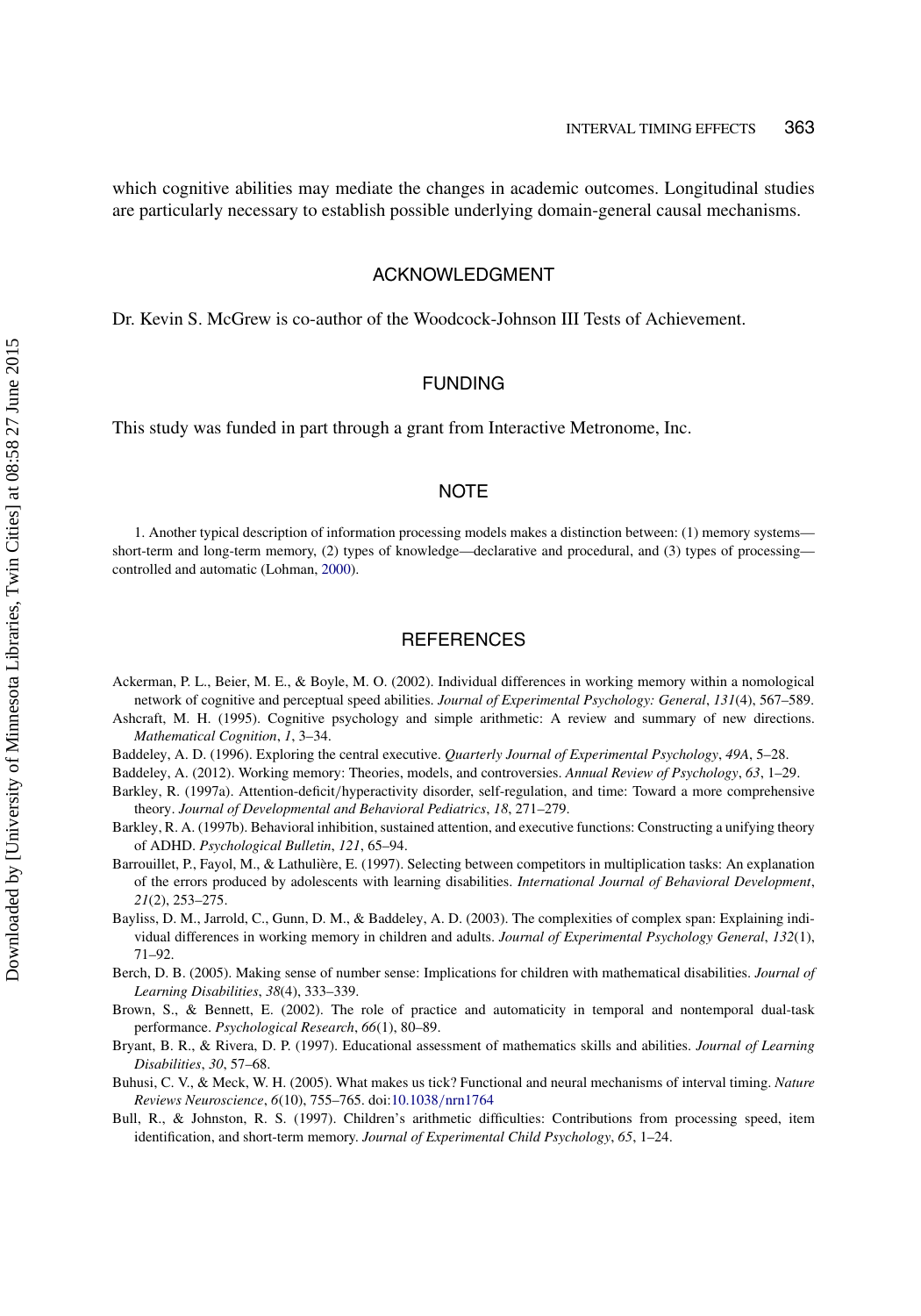which cognitive abilities may mediate the changes in academic outcomes. Longitudinal studies are particularly necessary to establish possible underlying domain-general causal mechanisms.

## ACKNOWLEDGMENT

Dr. Kevin S. McGrew is co-author of the Woodcock-Johnson III Tests of Achievement.

## FUNDING

This study was funded in part through a grant from Interactive Metronome, Inc.

## NOTE

1. Another typical description of information processing models makes a distinction between: (1) memory systems—short-term and long-term memory, (2) types of knowledge—declarative and procedural, and (3) types of processing—controlled and automatic (Lohman, 2000).

## REFERENCES

Ackerman, P. L., Beier, M. E., & Boyle, M. O. (2002). Individual differences in working memory within a nomological network of cognitive and perceptual speed abilities. *Journal of Experimental Psychology: General*, *131*(4), 567–589.

Ashcraft, M. H. (1995). Cognitive psychology and simple arithmetic: A review and summary of new directions. *Mathematical Cognition*, *1*, 3–34.

Baddeley, A. D. (1996). Exploring the central executive. *Quarterly Journal of Experimental Psychology*, *49A*, 5–28.

Baddeley, A. (2012). Working memory: Theories, models, and controversies. *Annual Review of Psychology*, *63*, 1–29.

Barkley, R. (1997a). Attention-deficit/hyperactivity disorder, self-regulation, and time: Toward a more comprehensive theory. *Journal of Developmental and Behavioral Pediatrics*, *18*, 271–279.

Barkley, R. A. (1997b). Behavioral inhibition, sustained attention, and executive functions: Constructing a unifying theory of ADHD. *Psychological Bulletin*, *121*, 65–94.

Barrouillet, P., Fayol, M., & Lathulière, E. (1997). Selecting between competitors in multiplication tasks: An explanation of the errors produced by adolescents with learning disabilities. *International Journal of Behavioral Development*, *21*(2), 253–275.

Bayliss, D. M., Jarrold, C., Gunn, D. M., & Baddeley, A. D. (2003). The complexities of complex span: Explaining individual differences in working memory in children and adults. *Journal of Experimental Psychology General*, *132*(1), 71–92.

Berch, D. B. (2005). Making sense of number sense: Implications for children with mathematical disabilities. *Journal of Learning Disabilities*, *38*(4), 333–339.

Brown, S., & Bennett, E. (2002). The role of practice and automaticity in temporal and nontemporal dual-task performance. *Psychological Research*, *66*(1), 80–89.

Bryant, B. R., & Rivera, D. P. (1997). Educational assessment of mathematics skills and abilities. *Journal of Learning Disabilities*, *30*, 57–68.

Buhusi, C. V., & Meck, W. H. (2005). What makes us tick? Functional and neural mechanisms of interval timing. *Nature Reviews Neuroscience*, *6*(10), 755–765. doi:10.1038/nrn1764

Bull, R., & Johnston, R. S. (1997). Children's arithmetic difficulties: Contributions from processing speed, item identification, and short-term memory. *Journal of Experimental Child Psychology*, *65*, 1–24.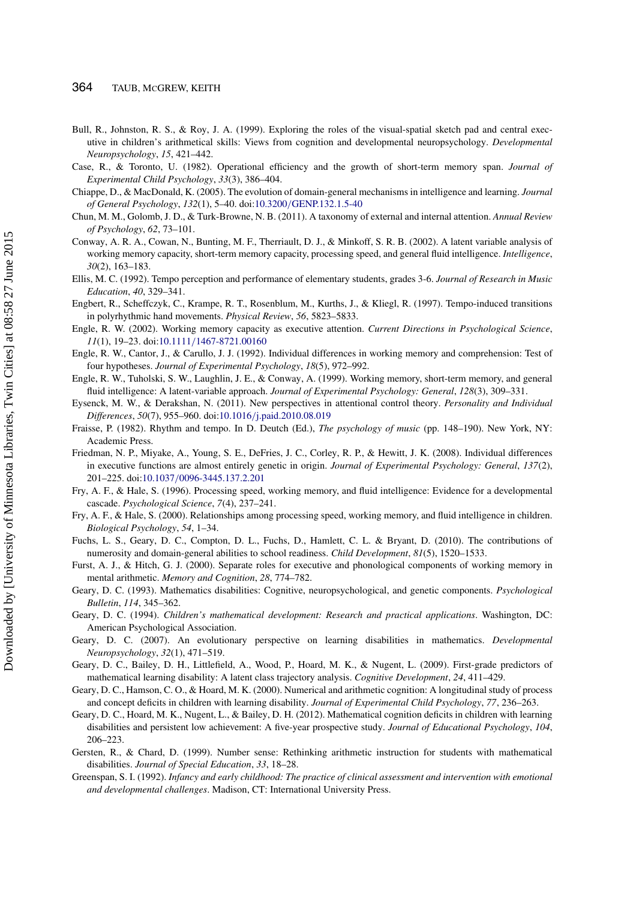Bull, R., Johnston, R. S., & Roy, J. A. (1999). Exploring the roles of the visual-spatial sketch pad and central executive in children's arithmetical skills: Views from cognition and developmental neuropsychology. *Developmental Neuropsychology*, *15*, 421–442.

Case, R., & Toronto, U. (1982). Operational efficiency and the growth of short-term memory span. *Journal of Experimental Child Psychology*, *33*(3), 386–404.

Chiappe, D., & MacDonald, K. (2005). The evolution of domain-general mechanisms in intelligence and learning. *Journal of General Psychology*, *132*(1), 5–40. doi:10.3200/GENP.132.1.5-40

Chun, M. M., Golomb, J. D., & Turk-Browne, N. B. (2011). A taxonomy of external and internal attention. *Annual Review of Psychology*, *62*, 73–101.

Conway, A. R. A., Cowan, N., Bunting, M. F., Therriault, D. J., & Minkoff, S. R. B. (2002). A latent variable analysis of working memory capacity, short-term memory capacity, processing speed, and general fluid intelligence. *Intelligence*, *30*(2), 163–183.

Ellis, M. C. (1992). Tempo perception and performance of elementary students, grades 3-6. *Journal of Research in Music Education*, *40*, 329–341.

Engbert, R., Scheffczyk, C., Krampe, R. T., Rosenblum, M., Kurths, J., & Kliegl, R. (1997). Tempo-induced transitions in polyrhythmic hand movements. *Physical Review*, *56*, 5823–5833.

Engle, R. W. (2002). Working memory capacity as executive attention. *Current Directions in Psychological Science*, *11*(1), 19–23. doi:10.1111/1467-8721.00160

Engle, R. W., Cantor, J., & Carullo, J. J. (1992). Individual differences in working memory and comprehension: Test of four hypotheses. *Journal of Experimental Psychology*, *18*(5), 972–992.

Engle, R. W., Tuholski, S. W., Laughlin, J. E., & Conway, A. (1999). Working memory, short-term memory, and general fluid intelligence: A latent-variable approach. *Journal of Experimental Psychology: General*, *128*(3), 309–331.

Eysenck, M. W., & Derakshan, N. (2011). New perspectives in attentional control theory. *Personality and Individual Differences*, *50*(7), 955–960. doi:10.1016/j.paid.2010.08.019

Fraisse, P. (1982). Rhythm and tempo. In D. Deutch (Ed.), *The psychology of music* (pp. 148–190). New York, NY: Academic Press.

Friedman, N. P., Miyake, A., Young, S. E., DeFries, J. C., Corley, R. P., & Hewitt, J. K. (2008). Individual differences in executive functions are almost entirely genetic in origin. *Journal of Experimental Psychology: General*, *137*(2), 201–225. doi:10.1037/0096-3445.137.2.201

Fry, A. F., & Hale, S. (1996). Processing speed, working memory, and fluid intelligence: Evidence for a developmental cascade. *Psychological Science*, *7*(4), 237–241.

Fry, A. F., & Hale, S. (2000). Relationships among processing speed, working memory, and fluid intelligence in children. *Biological Psychology*, *54*, 1–34.

Fuchs, L. S., Geary, D. C., Compton, D. L., Fuchs, D., Hamlett, C. L. & Bryant, D. (2010). The contributions of numerosity and domain-general abilities to school readiness. *Child Development*, *81*(5), 1520–1533.

Furst, A. J., & Hitch, G. J. (2000). Separate roles for executive and phonological components of working memory in mental arithmetic. *Memory and Cognition*, *28*, 774–782.

Geary, D. C. (1993). Mathematics disabilities: Cognitive, neuropsychological, and genetic components. *Psychological Bulletin*, *114*, 345–362.

Geary, D. C. (1994). *Children's mathematical development: Research and practical applications*. Washington, DC: American Psychological Association.

Geary, D. C. (2007). An evolutionary perspective on learning disabilities in mathematics. *Developmental Neuropsychology*, *32*(1), 471–519.

Geary, D. C., Bailey, D. H., Littlefield, A., Wood, P., Hoard, M. K., & Nugent, L. (2009). First-grade predictors of mathematical learning disability: A latent class trajectory analysis. *Cognitive Development*, *24*, 411–429.

Geary, D. C., Hamson, C. O., & Hoard, M. K. (2000). Numerical and arithmetic cognition: A longitudinal study of process and concept deficits in children with learning disability. *Journal of Experimental Child Psychology*, *77*, 236–263.

Geary, D. C., Hoard, M. K., Nugent, L., & Bailey, D. H. (2012). Mathematical cognition deficits in children with learning disabilities and persistent low achievement: A five-year prospective study. *Journal of Educational Psychology*, *104*, 206–223.

Gersten, R., & Chard, D. (1999). Number sense: Rethinking arithmetic instruction for students with mathematical disabilities. *Journal of Special Education*, *33*, 18–28.

Greenspan, S. I. (1992). *Infancy and early childhood: The practice of clinical assessment and intervention with emotional and developmental challenges*. Madison, CT: International University Press.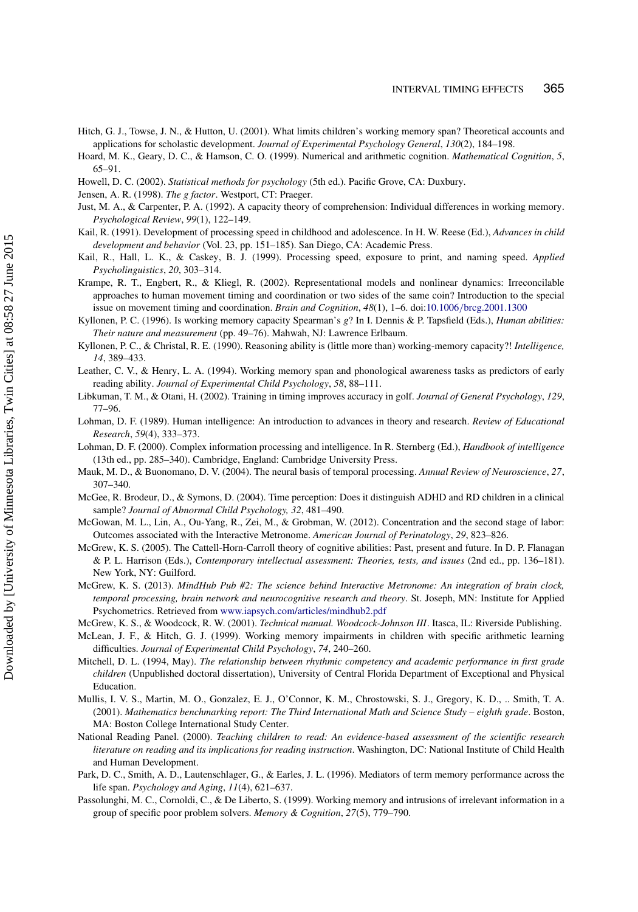Hitch, G. J., Towse, J. N., & Hutton, U. (2001). What limits children's working memory span? Theoretical accounts and applications for scholastic development. *Journal of Experimental Psychology General*, *130*(2), 184–198.

Hoard, M. K., Geary, D. C., & Hamson, C. O. (1999). Numerical and arithmetic cognition. *Mathematical Cognition*, *5*, 65–91.

Howell, D. C. (2002). *Statistical methods for psychology* (5th ed.). Pacific Grove, CA: Duxbury.

Jensen, A. R. (1998). *The g factor*. Westport, CT: Praeger.

Just, M. A., & Carpenter, P. A. (1992). A capacity theory of comprehension: Individual differences in working memory. *Psychological Review*, *99*(1), 122–149.

Kail, R. (1991). Development of processing speed in childhood and adolescence. In H. W. Reese (Ed.), *Advances in child development and behavior* (Vol. 23, pp. 151–185). San Diego, CA: Academic Press.

Kail, R., Hall, L. K., & Caskey, B. J. (1999). Processing speed, exposure to print, and naming speed. *Applied Psycholinguistics*, *20*, 303–314.

Krampe, R. T., Engbert, R., & Kliegl, R. (2002). Representational models and nonlinear dynamics: Irreconcilable approaches to human movement timing and coordination or two sides of the same coin? Introduction to the special issue on movement timing and coordination. *Brain and Cognition*, *48*(1), 1–6. doi:10.1006/brcg.2001.1300

Kyllonen, P. C. (1996). Is working memory capacity Spearman's *g*? In I. Dennis & P. Tapsfield (Eds.), *Human abilities: Their nature and measurement* (pp. 49–76). Mahwah, NJ: Lawrence Erlbaum.

Kyllonen, P. C., & Christal, R. E. (1990). Reasoning ability is (little more than) working-memory capacity?! *Intelligence, 14*, 389–433.

Leather, C. V., & Henry, L. A. (1994). Working memory span and phonological awareness tasks as predictors of early reading ability. *Journal of Experimental Child Psychology*, *58*, 88–111.

Libkuman, T. M., & Otani, H. (2002). Training in timing improves accuracy in golf. *Journal of General Psychology*, *129*, 77–96.

Lohman, D. F. (1989). Human intelligence: An introduction to advances in theory and research. *Review of Educational Research*, *59*(4), 333–373.

Lohman, D. F. (2000). Complex information processing and intelligence. In R. Sternberg (Ed.), *Handbook of intelligence* (13th ed., pp. 285–340). Cambridge, England: Cambridge University Press.

Mauk, M. D., & Buonomano, D. V. (2004). The neural basis of temporal processing. *Annual Review of Neuroscience*, *27*, 307–340.

McGee, R. Brodeur, D., & Symons, D. (2004). Time perception: Does it distinguish ADHD and RD children in a clinical sample? *Journal of Abnormal Child Psychology, 32*, 481–490.

McGowan, M. L., Lin, A., Ou-Yang, R., Zei, M., & Grobman, W. (2012). Concentration and the second stage of labor: Outcomes associated with the Interactive Metronome. *American Journal of Perinatology*, *29*, 823–826.

McGrew, K. S. (2005). The Cattell-Horn-Carroll theory of cognitive abilities: Past, present and future. In D. P. Flanagan & P. L. Harrison (Eds.), *Contemporary intellectual assessment: Theories, tests, and issues* (2nd ed., pp. 136–181). New York, NY: Guilford.

McGrew, K. S. (2013). *MindHub Pub #2: The science behind Interactive Metronome: An integration of brain clock, temporal processing, brain network and neurocognitive research and theory*. St. Joseph, MN: Institute for Applied Psychometrics. Retrieved from www.iapsych.com/articles/mindhub2.pdf

McGrew, K. S., & Woodcock, R. W. (2001). *Technical manual. Woodcock-Johnson III*. Itasca, IL: Riverside Publishing.

McLean, J. F., & Hitch, G. J. (1999). Working memory impairments in children with specific arithmetic learning difficulties. *Journal of Experimental Child Psychology*, *74*, 240–260.

Mitchell, D. L. (1994, May). *The relationship between rhythmic competency and academic performance in first grade children* (Unpublished doctoral dissertation), University of Central Florida Department of Exceptional and Physical Education.

Mullis, I. V. S., Martin, M. O., Gonzalez, E. J., O'Connor, K. M., Chrostowski, S. J., Gregory, K. D., .. Smith, T. A. (2001). *Mathematics benchmarking report: The Third International Math and Science Study – eighth grade*. Boston, MA: Boston College International Study Center.

National Reading Panel. (2000). *Teaching children to read: An evidence-based assessment of the scientific research literature on reading and its implications for reading instruction*. Washington, DC: National Institute of Child Health and Human Development.

Park, D. C., Smith, A. D., Lautenschlager, G., & Earles, J. L. (1996). Mediators of term memory performance across the life span. *Psychology and Aging*, *11*(4), 621–637.

Passolunghi, M. C., Cornoldi, C., & De Liberto, S. (1999). Working memory and intrusions of irrelevant information in a group of specific poor problem solvers. *Memory & Cognition*, *27*(5), 779–790.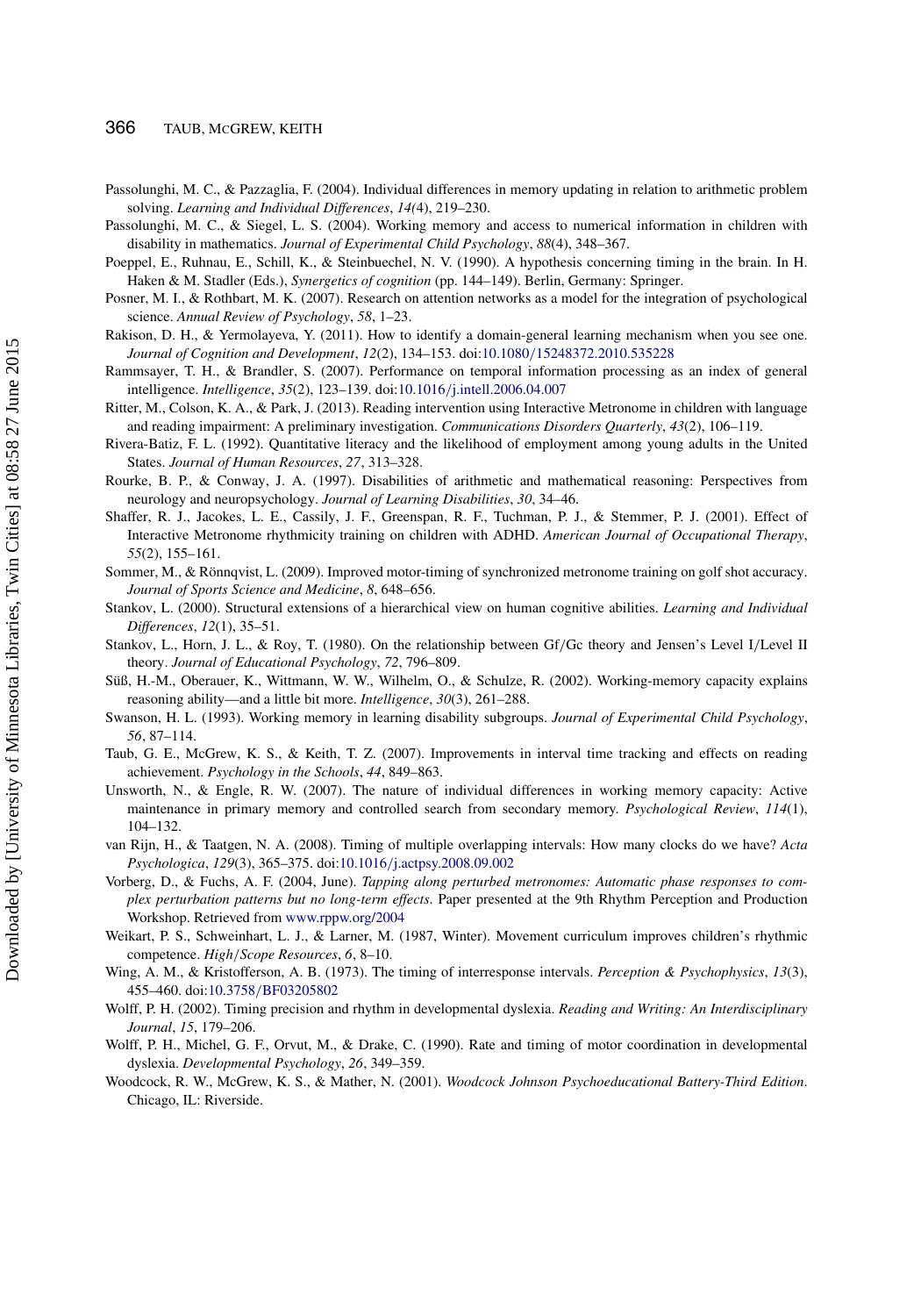Passolunghi, M. C., & Pazzaglia, F. (2004). Individual differences in memory updating in relation to arithmetic problem solving. *Learning and Individual Differences*, *14(*4), 219–230.

Passolunghi, M. C., & Siegel, L. S. (2004). Working memory and access to numerical information in children with disability in mathematics. *Journal of Experimental Child Psychology*, *88*(4), 348–367.

Poeppel, E., Ruhnau, E., Schill, K., & Steinbuechel, N. V. (1990). A hypothesis concerning timing in the brain. In H. Haken & M. Stadler (Eds.), *Synergetics of cognition* (pp. 144–149). Berlin, Germany: Springer.

Posner, M. I., & Rothbart, M. K. (2007). Research on attention networks as a model for the integration of psychological science. *Annual Review of Psychology*, *58*, 1–23.

Rakison, D. H., & Yermolayeva, Y. (2011). How to identify a domain-general learning mechanism when you see one. *Journal of Cognition and Development*, *12*(2), 134–153. doi:10.1080/15248372.2010.535228

Rammsayer, T. H., & Brandler, S. (2007). Performance on temporal information processing as an index of general intelligence. *Intelligence*, *35*(2), 123–139. doi:10.1016/j.intell.2006.04.007

Ritter, M., Colson, K. A., & Park, J. (2013). Reading intervention using Interactive Metronome in children with language and reading impairment: A preliminary investigation. *Communications Disorders Quarterly*, *43*(2), 106–119.

Rivera-Batiz, F. L. (1992). Quantitative literacy and the likelihood of employment among young adults in the United States. *Journal of Human Resources*, *27*, 313–328.

Rourke, B. P., & Conway, J. A. (1997). Disabilities of arithmetic and mathematical reasoning: Perspectives from neurology and neuropsychology. *Journal of Learning Disabilities*, *30*, 34–46.

Shaffer, R. J., Jacokes, L. E., Cassily, J. F., Greenspan, R. F., Tuchman, P. J., & Stemmer, P. J. (2001). Effect of Interactive Metronome rhythmicity training on children with ADHD. *American Journal of Occupational Therapy*, *55*(2), 155–161.

Sommer, M., & Rönnqvist, L. (2009). Improved motor-timing of synchronized metronome training on golf shot accuracy. *Journal of Sports Science and Medicine*, *8*, 648–656.

Stankov, L. (2000). Structural extensions of a hierarchical view on human cognitive abilities. *Learning and Individual Differences*, *12*(1), 35–51.

Stankov, L., Horn, J. L., & Roy, T. (1980). On the relationship between Gf/Gc theory and Jensen's Level I/Level II theory. *Journal of Educational Psychology*, *72*, 796–809.

Süß, H.-M., Oberauer, K., Wittmann, W. W., Wilhelm, O., & Schulze, R. (2002). Working-memory capacity explains reasoning ability—and a little bit more. *Intelligence*, *30*(3), 261–288.

Swanson, H. L. (1993). Working memory in learning disability subgroups. *Journal of Experimental Child Psychology*, *56*, 87–114.

Taub, G. E., McGrew, K. S., & Keith, T. Z. (2007). Improvements in interval time tracking and effects on reading achievement. *Psychology in the Schools*, *44*, 849–863.

Unsworth, N., & Engle, R. W. (2007). The nature of individual differences in working memory capacity: Active maintenance in primary memory and controlled search from secondary memory. *Psychological Review*, *114*(1), 104–132.

van Rijn, H., & Taatgen, N. A. (2008). Timing of multiple overlapping intervals: How many clocks do we have? *Acta Psychologica*, *129*(3), 365–375. doi:10.1016/j.actpsy.2008.09.002

Vorberg, D., & Fuchs, A. F. (2004, June). *Tapping along perturbed metronomes: Automatic phase responses to complex perturbation patterns but no long-term effects*. Paper presented at the 9th Rhythm Perception and Production Workshop. Retrieved from www.rppw.org/2004

Weikart, P. S., Schweinhart, L. J., & Larner, M. (1987, Winter). Movement curriculum improves children's rhythmic competence. *High/Scope Resources*, *6*, 8–10.

Wing, A. M., & Kristofferson, A. B. (1973). The timing of interresponse intervals. *Perception & Psychophysics*, *13*(3), 455–460. doi:10.3758/BF03205802

Wolff, P. H. (2002). Timing precision and rhythm in developmental dyslexia. *Reading and Writing: An Interdisciplinary Journal*, *15*, 179–206.

Wolff, P. H., Michel, G. F., Orvut, M., & Drake, C. (1990). Rate and timing of motor coordination in developmental dyslexia. *Developmental Psychology*, *26*, 349–359.

Woodcock, R. W., McGrew, K. S., & Mather, N. (2001). *Woodcock Johnson Psychoeducational Battery-Third Edition*. Chicago, IL: Riverside.